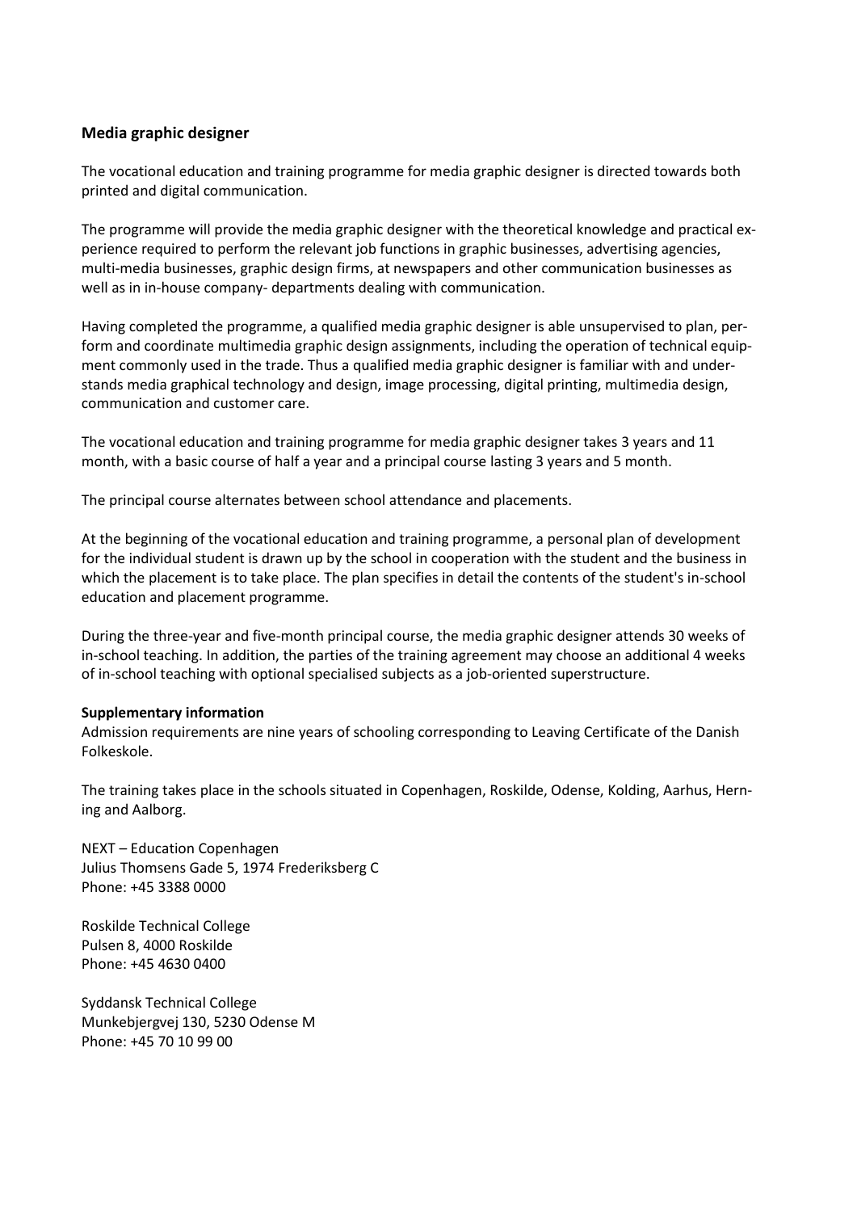## Media graphic designer

The vocational education and training programme for media graphic designer is directed towards both printed and digital communication.

The programme will provide the media graphic designer with the theoretical knowledge and practical experience required to perform the relevant job functions in graphic businesses, advertising agencies, multi-media businesses, graphic design firms, at newspapers and other communication businesses as well as in in-house company- departments dealing with communication.

Having completed the programme, a qualified media graphic designer is able unsupervised to plan, perform and coordinate multimedia graphic design assignments, including the operation of technical equipment commonly used in the trade. Thus a qualified media graphic designer is familiar with and understands media graphical technology and design, image processing, digital printing, multimedia design, communication and customer care.

The vocational education and training programme for media graphic designer takes 3 years and 11 month, with a basic course of half a year and a principal course lasting 3 years and 5 month.

The principal course alternates between school attendance and placements.

At the beginning of the vocational education and training programme, a personal plan of development for the individual student is drawn up by the school in cooperation with the student and the business in which the placement is to take place. The plan specifies in detail the contents of the student's in-school education and placement programme.

During the three-year and five-month principal course, the media graphic designer attends 30 weeks of in-school teaching. In addition, the parties of the training agreement may choose an additional 4 weeks of in-school teaching with optional specialised subjects as a job-oriented superstructure.

**Supplementary information**

Admission requirements are nine years of schooling corresponding to Leaving Certificate of the Danish Folkeskole.

The training takes place in the schools situated in Copenhagen, Roskilde, Odense, Kolding, Aarhus, Herning and Aalborg.

NEXT – Education Copenhagen
Julius Thomsens Gade 5, 1974 Frederiksberg C
Phone: +45 3388 0000

Roskilde Technical College
Pulsen 8, 4000 Roskilde
Phone: +45 4630 0400

Syddansk Technical College
Munkebjergvej 130, 5230 Odense M
Phone: +45 70 10 99 00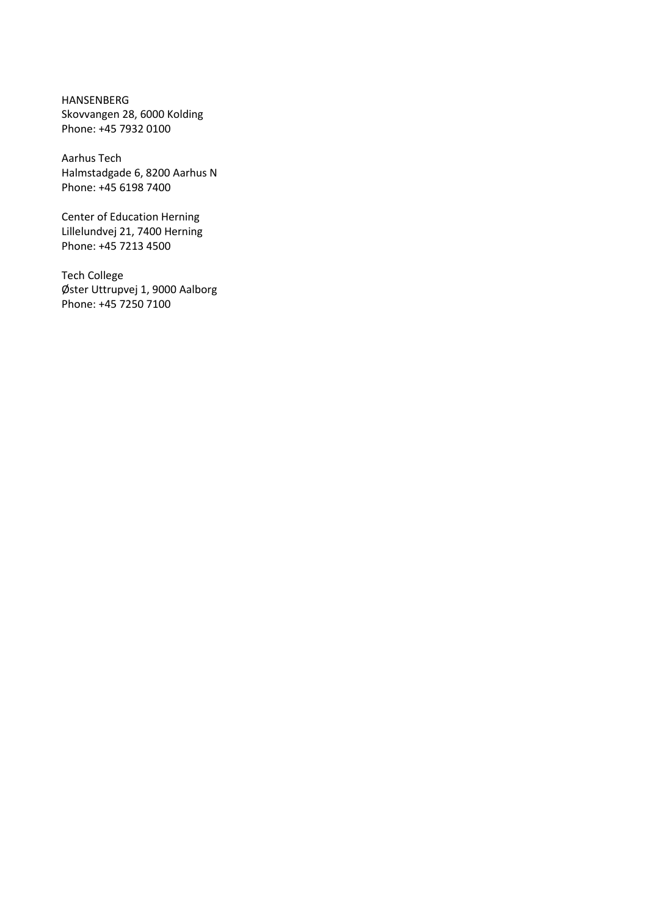HANSENBERG
Skovvangen 28, 6000 Kolding
Phone: +45 7932 0100

Aarhus Tech
Halmstadgade 6, 8200 Aarhus N
Phone: +45 6198 7400

Center of Education Herning
Lillelundvej 21, 7400 Herning
Phone: +45 7213 4500

Tech College
Øster Uttrupvej 1, 9000 Aalborg
Phone: +45 7250 7100